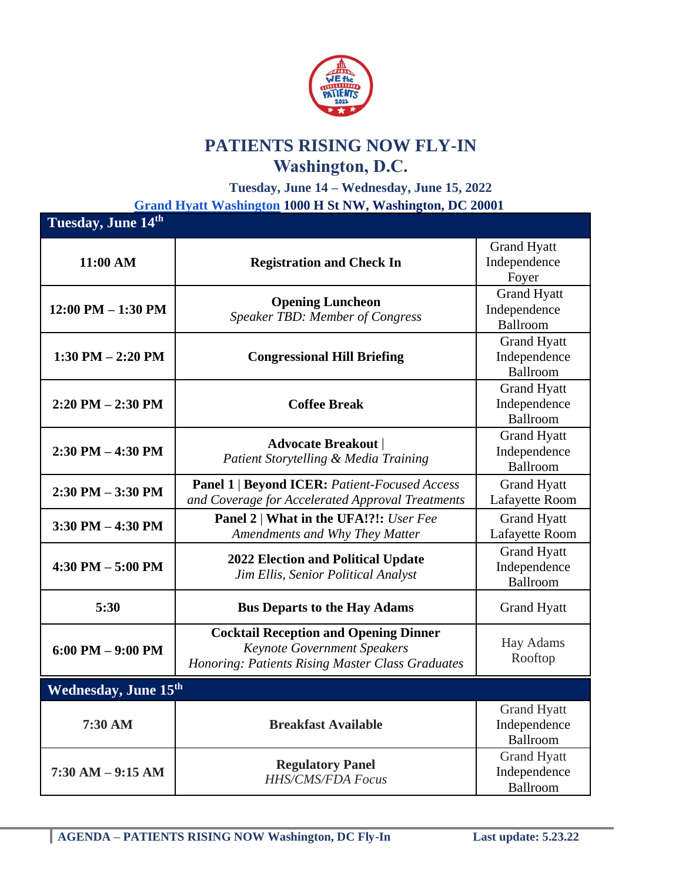# PATIENTS RISING NOW FLY-IN

## Washington, D.C.

**Tuesday, June 14 – Wednesday, June 15, 2022**

**Grand Hyatt Washington 1000 H St NW, Washington, DC 20001**

| **Tuesday, June 14th** | | |
|---|---|---|
| **11:00 AM** | **Registration and Check In** | Grand Hyatt Independence Foyer |
| **12:00 PM – 1:30 PM** | **Opening Luncheon** *Speaker TBD: Member of Congress* | Grand Hyatt Independence Ballroom |
| **1:30 PM – 2:20 PM** | **Congressional Hill Briefing** | Grand Hyatt Independence Ballroom |
| **2:20 PM – 2:30 PM** | **Coffee Break** | Grand Hyatt Independence Ballroom |
| **2:30 PM – 4:30 PM** | **Advocate Breakout** \| *Patient Storytelling & Media Training* | Grand Hyatt Independence Ballroom |
| **2:30 PM – 3:30 PM** | **Panel 1** \| **Beyond ICER:** *Patient-Focused Access and Coverage for Accelerated Approval Treatments* | Grand Hyatt Lafayette Room |
| **3:30 PM – 4:30 PM** | **Panel 2** \| **What in the UFA!?!:** *User Fee Amendments and Why They Matter* | Grand Hyatt Lafayette Room |
| **4:30 PM – 5:00 PM** | **2022 Election and Political Update** *Jim Ellis, Senior Political Analyst* | Grand Hyatt Independence Ballroom |
| **5:30** | **Bus Departs to the Hay Adams** | Grand Hyatt |
| **6:00 PM – 9:00 PM** | **Cocktail Reception and Opening Dinner** *Keynote Government Speakers* *Honoring: Patients Rising Master Class Graduates* | Hay Adams Rooftop |
| **Wednesday, June 15th** | | |
| **7:30 AM** | **Breakfast Available** | Grand Hyatt Independence Ballroom |
| **7:30 AM – 9:15 AM** | **Regulatory Panel** *HHS/CMS/FDA Focus* | Grand Hyatt Independence Ballroom |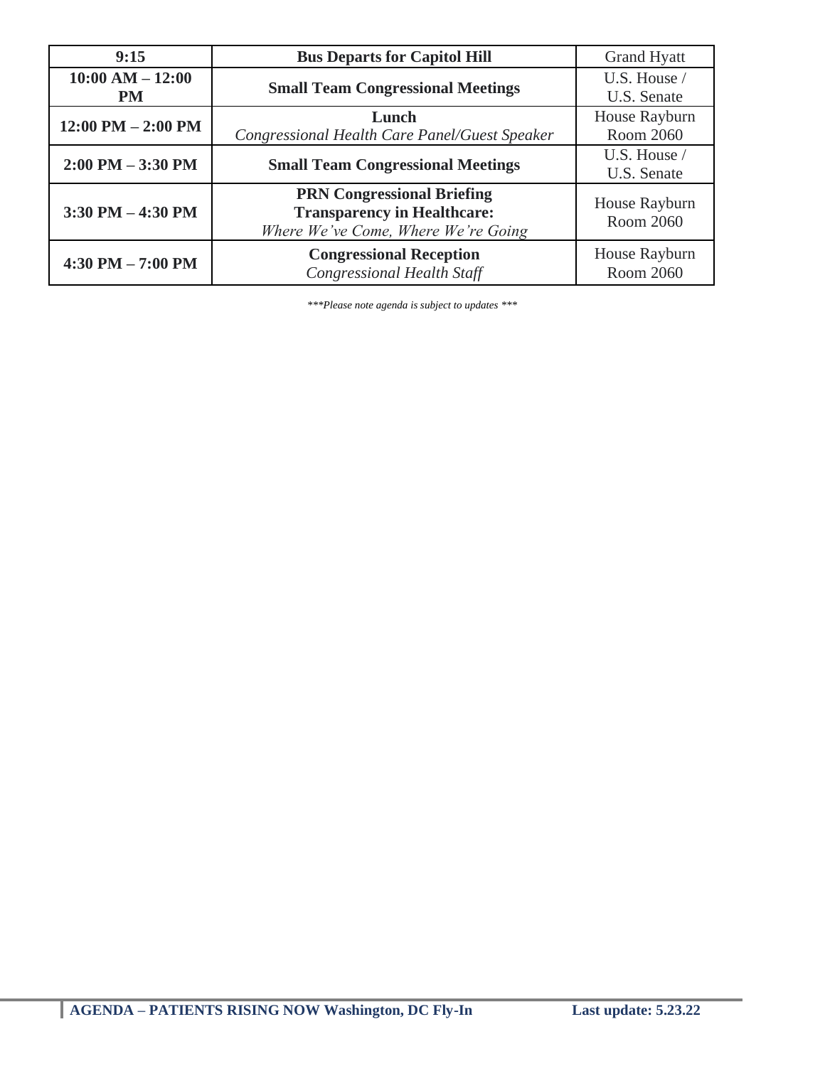| | | |
|---|---|---|
| **9:15** | **Bus Departs for Capitol Hill** | Grand Hyatt |
| **10:00 AM – 12:00 PM** | **Small Team Congressional Meetings** | U.S. House / U.S. Senate |
| **12:00 PM – 2:00 PM** | **Lunch** *Congressional Health Care Panel/Guest Speaker* | House Rayburn Room 2060 |
| **2:00 PM – 3:30 PM** | **Small Team Congressional Meetings** | U.S. House / U.S. Senate |
| **3:30 PM – 4:30 PM** | **PRN Congressional Briefing** **Transparency in Healthcare:** *Where We've Come, Where We're Going* | House Rayburn Room 2060 |
| **4:30 PM – 7:00 PM** | **Congressional Reception** *Congressional Health Staff* | House Rayburn Room 2060 |

****Please note agenda is subject to updates ****